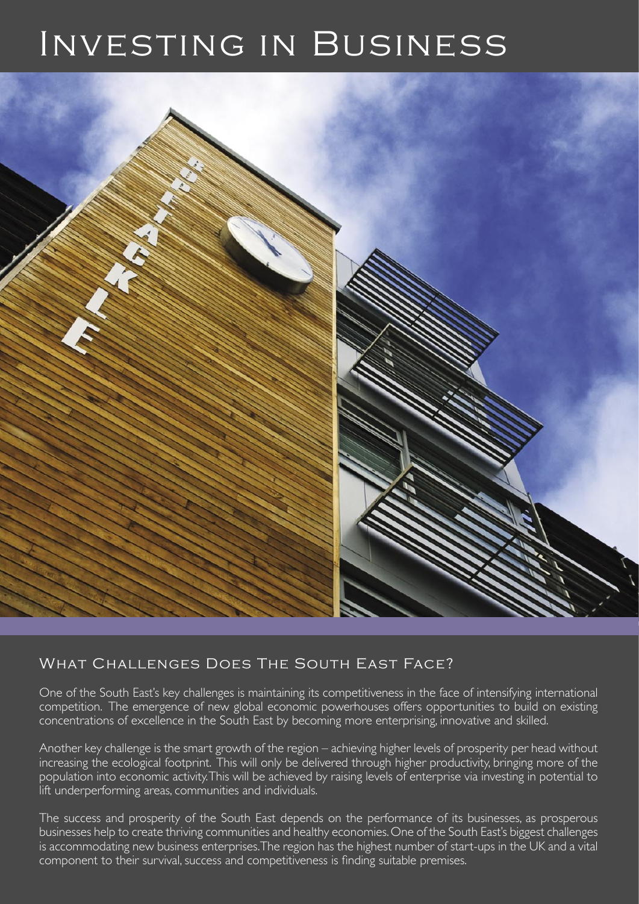# Investing in Business

## What Challenges Does The South East Face?

One of the South East's key challenges is maintaining its competitiveness in the face of intensifying international competition. The emergence of new global economic powerhouses offers opportunities to build on existing concentrations of excellence in the South East by becoming more enterprising, innovative and skilled.

Another key challenge is the smart growth of the region – achieving higher levels of prosperity per head without increasing the ecological footprint. This will only be delivered through higher productivity, bringing more of the population into economic activity. This will be achieved by raising levels of enterprise via investing in potential to lift underperforming areas, communities and individuals.

The success and prosperity of the South East depends on the performance of its businesses, as prosperous businesses help to create thriving communities and healthy economies. One of the South East's biggest challenges is accommodating new business enterprises. The region has the highest number of start-ups in the UK and a vital component to their survival, success and competitiveness is finding suitable premises.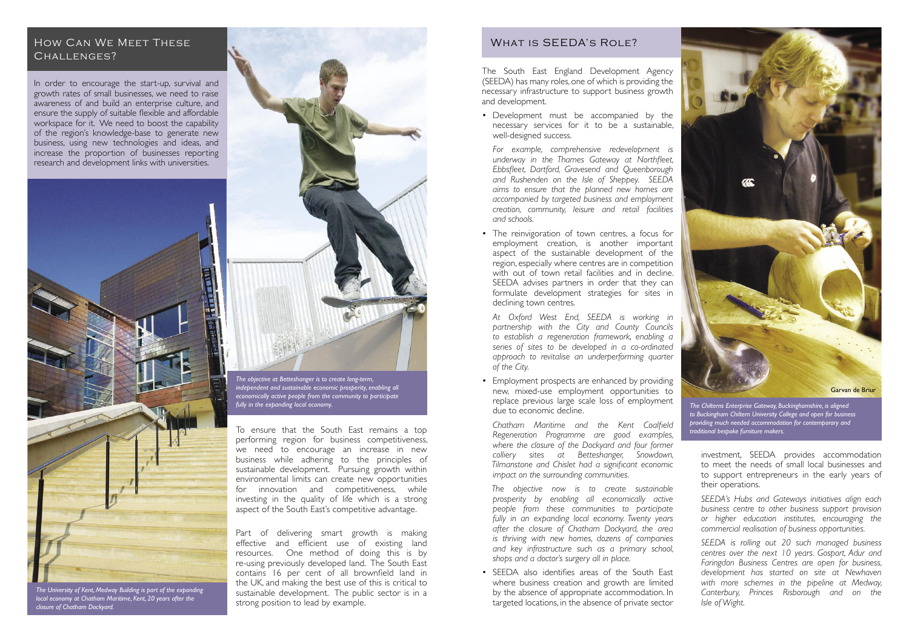## How Can We Meet These Challenges?

In order to encourage the start-up, survival and growth rates of small businesses, we need to raise awareness of and build an enterprise culture, and ensure the supply of suitable flexible and affordable workspace for it. We need to boost the capability of the region's knowledge-base to generate new business, using new technologies and ideas, and increase the proportion of businesses reporting research and development links with universities.

*The University of Kent, Medway Building is part of the expanding local economy at Chatham Maritime, Kent, 20 years after the closure of Chatham Dockyard.*

*The objective at Betteshanger is to create long-term, independent and sustainable economic prosperity, enabling all economically active people from the community to participate fully in the expanding local economy.*

To ensure that the South East remains a top performing region for business competitiveness, we need to encourage an increase in new business while adhering to the principles of sustainable development. Pursuing growth within environmental limits can create new opportunities for innovation and competitiveness, while investing in the quality of life which is a strong aspect of the South East's competitive advantage.

Part of delivering smart growth is making effective and efficient use of existing land resources. One method of doing this is by re-using previously developed land. The South East contains 16 per cent of all brownfield land in the UK, and making the best use of this is critical to sustainable development. The public sector is in a strong position to lead by example.

## What is SEEDA's Role?

The South East England Development Agency (SEEDA) has many roles, one of which is providing the necessary infrastructure to support business growth and development.

- Development must be accompanied by the necessary services for it to be a sustainable, well-designed success.

  *For example, comprehensive redevelopment is underway in the Thames Gateway at Northfleet, Ebbsfleet, Dartford, Gravesend and Queenborough and Rushenden on the Isle of Sheppey. SEEDA aims to ensure that the planned new homes are accompanied by targeted business and employment creation, community, leisure and retail facilities and schools.*

- The reinvigoration of town centres, a focus for employment creation, is another important aspect of the sustainable development of the region, especially where centres are in competition with out of town retail facilities and in decline. SEEDA advises partners in order that they can formulate development strategies for sites in declining town centres.

  *At Oxford West End, SEEDA is working in partnership with the City and County Councils to establish a regeneration framework, enabling a series of sites to be developed in a co-ordinated approach to revitalise an underperforming quarter of the City.*

- Employment prospects are enhanced by providing new, mixed-use employment opportunities to replace previous large scale loss of employment due to economic decline.

  *Chatham Maritime and the Kent Coalfield Regeneration Programme are good examples, where the closure of the Dockyard and four former colliery sites at Betteshanger, Snowdown, Tilmanstone and Chislet had a significant economic impact on the surrounding communities.*

  *The objective now is to create sustainable prosperity by enabling all economically active people from these communities to participate fully in an expanding local economy. Twenty years after the closure of Chatham Dockyard, the area is thriving with new homes, dozens of companies and key infrastructure such as a primary school, shops and a doctor's surgery all in place.*

- SEEDA also identifies areas of the South East where business creation and growth are limited by the absence of appropriate accommodation. In targeted locations, in the absence of private sector investment, SEEDA provides accommodation to meet the needs of small local businesses and to support entrepreneurs in the early years of their operations.

  *SEEDA's Hubs and Gateways initiatives align each business centre to other business support provision or higher education institutes, encouraging the commercial realisation of business opportunities.*

  *SEEDA is rolling out 20 such managed business centres over the next 10 years. Gosport, Adur and Faringdon Business Centres are open for business, development has started on site at Newhaven with more schemes in the pipeline at Medway, Canterbury, Princes Risborough and on the Isle of Wight.*

Garvan de Briur

*The Chilterns Enterprise Gateway, Buckinghamshire, is aligned to Buckingham Chiltern University College and open for business providing much needed accommodation for contemporary and traditional bespoke furniture makers.*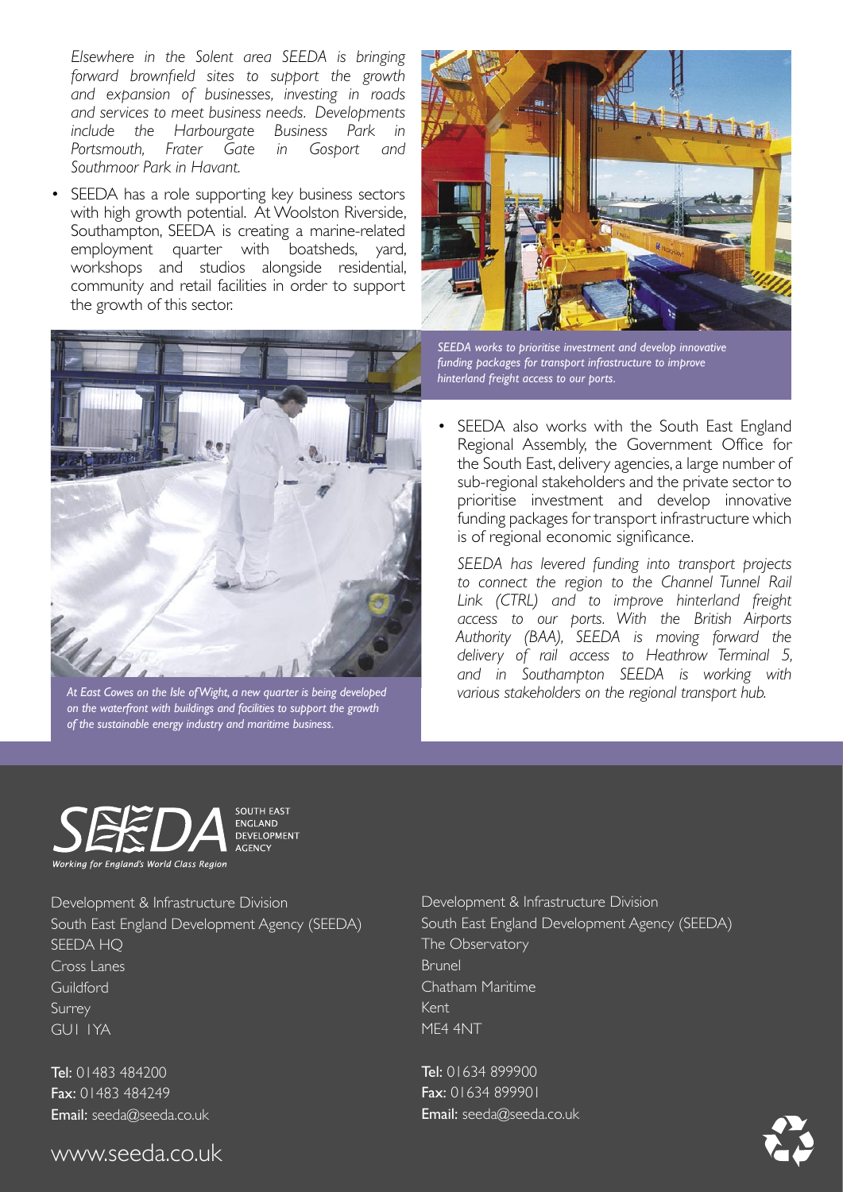*Elsewhere in the Solent area SEEDA is bringing forward brownfield sites to support the growth and expansion of businesses, investing in roads and services to meet business needs. Developments include the Harbourgate Business Park in Portsmouth, Frater Gate in Gosport and Southmoor Park in Havant.*

- SEEDA has a role supporting key business sectors with high growth potential. At Woolston Riverside, Southampton, SEEDA is creating a marine-related employment quarter with boatsheds, yard, workshops and studios alongside residential, community and retail facilities in order to support the growth of this sector.

*At East Cowes on the Isle of Wight, a new quarter is being developed on the waterfront with buildings and facilities to support the growth of the sustainable energy industry and maritime business.*

*SEEDA works to prioritise investment and develop innovative funding packages for transport infrastructure to improve hinterland freight access to our ports.*

- SEEDA also works with the South East England Regional Assembly, the Government Office for the South East, delivery agencies, a large number of sub-regional stakeholders and the private sector to prioritise investment and develop innovative funding packages for transport infrastructure which is of regional economic significance.

  *SEEDA has levered funding into transport projects to connect the region to the Channel Tunnel Rail Link (CTRL) and to improve hinterland freight access to our ports. With the British Airports Authority (BAA), SEEDA is moving forward the delivery of rail access to Heathrow Terminal 5, and in Southampton SEEDA is working with various stakeholders on the regional transport hub.*

SEEDA SOUTH EAST ENGLAND DEVELOPMENT AGENCY

*Working for England's World Class Region*

Development & Infrastructure Division
South East England Development Agency (SEEDA)
SEEDA HQ
Cross Lanes
Guildford
Surrey
GU1 1YA

**Tel:** 01483 484200
**Fax:** 01483 484249
**Email:** seeda@seeda.co.uk

Development & Infrastructure Division
South East England Development Agency (SEEDA)
The Observatory
Brunel
Chatham Maritime
Kent
ME4 4NT

**Tel:** 01634 899900
**Fax:** 01634 899901
**Email:** seeda@seeda.co.uk

www.seeda.co.uk